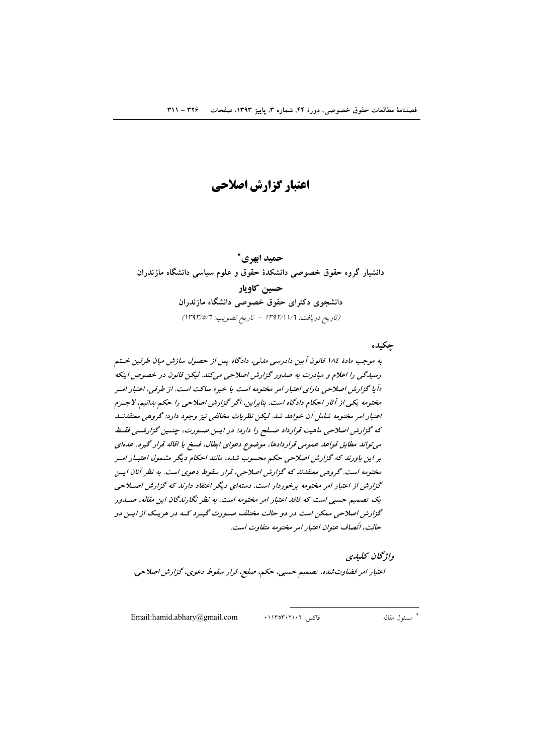# اعتبار گزارش اصلاحی

**حمید ابهری\***

دانشیار گروه حقوق خصوصی دانشکدهٔ حقوق و علوم سیاسی دانشگاه مازندران

**حسین کاویار**

دانشجوی دکترای حقوق خصوصی دانشگاه مازندران

(تاریخ دریافت: ۱۳۹۲/۱۱/۶ - تاریخ تصویب: ۱۳۹۳/۵/۶)

## چکیده

*به موجب مادهٔ ۱۸۴ قانون آیین دادرسی مدنی، دادگاه پس از حصول سازش میان طرفین ختم رسیدگی را اعلام و مبادرت به صدور گزارش اصلاحی می‌کند. لیکن قانون در خصوص اینکه «آیا گزارش اصلاحی دارای اعتبار امر مختومه است یا خیر» ساکت است. از طرفی، اعتبار امر مختومه یکی از آثار احکام دادگاه است. بنابراین، اگر گزارش اصلاحی را حکم بدانیم، لاجرم اعتبار امر مختومه شامل آن خواهد شد. لیکن نظریات مخالفی نیز وجود دارد: گروهی معتقدند که گزارش اصلاحی ماهیت قرارداد صلح را دارد؛ در این صورت، چنین گزارشی فقط می‌تواند مطابق قواعد عمومی قراردادها، موضوع دعوای ابطال، فسخ یا اقاله قرار گیرد. عده‌ای بر این باورند که گزارش اصلاحی حکم محسوب شده، مانند احکام دیگر مشمول اعتبار امر مختومه است. گروهی معتقدند که گزارش اصلاحی، قرار سقوط دعوی است. به نظر آنان این گزارش از اعتبار امر مختومه برخوردار است. دسته‌ای دیگر اعتقاد دارند که گزارش اصلاحی یک تصمیم حسبی است که فاقد اعتبار امر مختومه است. به نظر نگارندگان این مقاله، صدور گزارش اصلاحی ممکن است در دو حالت مختلف صورت گیرد که در هریک از این دو حالت، اتّصاف عنوان اعتبار امر مختومه متفاوت است.*

### واژگان کلیدی

*اعتبار امر قضاوت‌شده، تصمیم حسبی، حکم، صلح، قرار سقوط دعوی، گزارش اصلاحی.*

---

\* مسئول مقاله فاکس: ۰۱۱۳۵۳۰۲۱۰۲ Email:hamid.abhary@gmail.com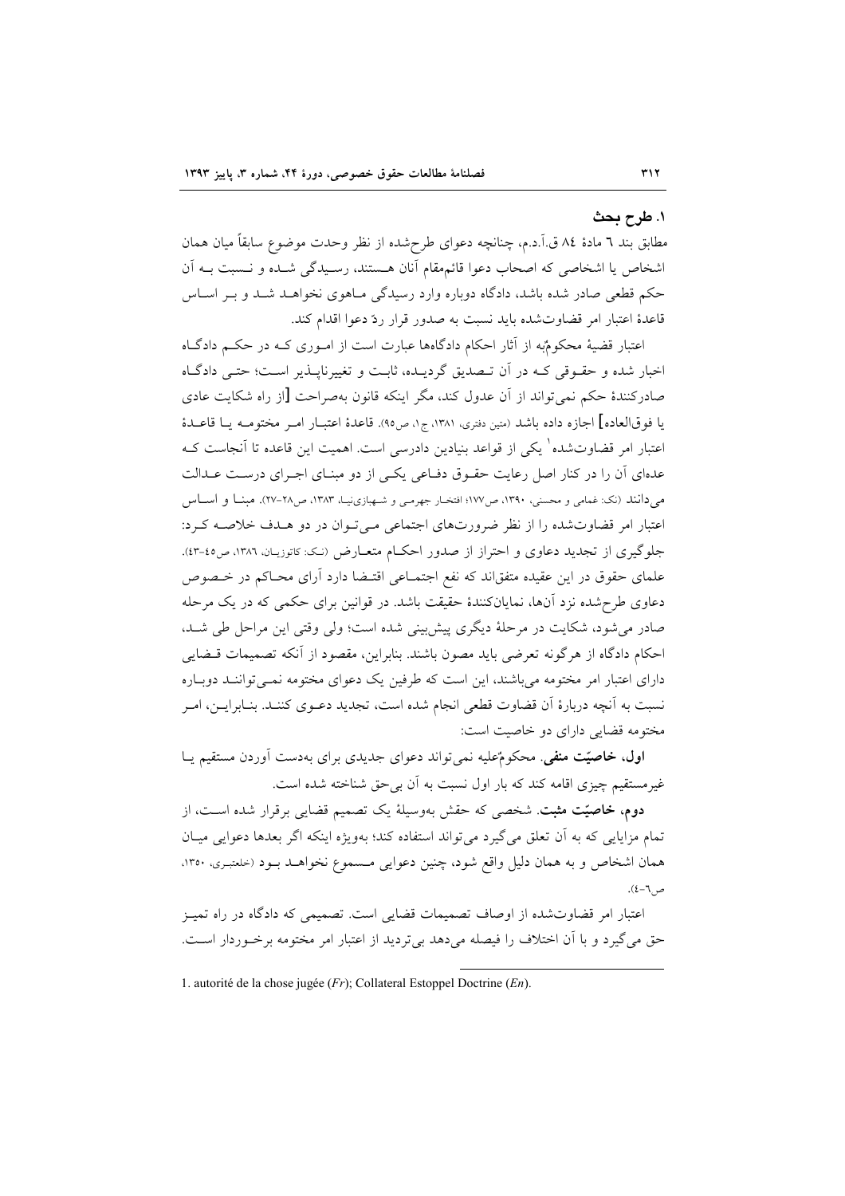## ۱. طرح بحث

مطابق بند ٦ مادۀ ٨٤ ق.آ.د.م، چنانچه دعوای طرح‌شده از نظر وحدت موضوع سابقاً میان همان اشخاص یا اشخاصی که اصحاب دعوا قائم‌مقام آنان هستند، رسیدگی شده و نسبت به آن حکم قطعی صادر شده باشد، دادگاه دوباره وارد رسیدگی ماهوی نخواهد شد و بر اساس قاعدۀ اعتبار امر قضاوت‌شده باید نسبت به صدور قرار ردّ دعوا اقدام کند.

اعتبار قضیۀ محکومٌ‌به از آثار احکام دادگاه‌ها عبارت است از اموری که در حکم دادگاه اخبار شده و حقوقی که در آن تصدیق گردیده، ثابت و تغییرناپذیر است؛ حتی دادگاه صادرکنندۀ حکم نمی‌تواند از آن عدول کند، مگر اینکه قانون به‌صراحت [از راه شکایت عادی یا فوق‌العاده] اجازه داده باشد (متین دفتری، ۱۳۸۱، ج۱، ص۹۵). قاعدۀ اعتبار امر مختومه یا قاعدۀ اعتبار امر قضاوت‌شده[1] یکی از قواعد بنیادین دادرسی است. اهمیت این قاعده تا آنجاست که عده‌ای آن را در کنار اصل رعایت حقوق دفاعی یکی از دو مبنای اجرای درست عدالت می‌دانند (نک: غمامی و محسنی، ۱۳۹۰، ص۱۷۷؛ افتخار جهرمی و شهبازی‌نیا، ۱۳۸۳، ص۲۸-۲۷). مبنا و اساس اعتبار امر قضاوت‌شده را از نظر ضرورت‌های اجتماعی می‌توان در دو هدف خلاصه کرد: جلوگیری از تجدید دعاوی و احتراز از صدور احکام متعارض (نک: کاتوزیان، ۱۳۸٦، ص٤٥-٤٣). علمای حقوق در این عقیده متفق‌اند که نفع اجتماعی اقتضا دارد آرای محاکم در خصوص دعاوی طرح‌شده نزد آن‌ها، نمایانکنندۀ حقیقت باشد. در قوانین برای حکمی که در یک مرحله صادر می‌شود، شکایت در مرحلۀ دیگری پیش‌بینی شده است؛ ولی وقتی این مراحل طی شد، احکام دادگاه از هرگونه تعرضی باید مصون باشند. بنابراین، مقصود از آنکه تصمیمات قضایی دارای اعتبار امر مختومه می‌باشند، این است که طرفین یک دعوای مختومه نمی‌توانند دوباره نسبت به آنچه دربارۀ آن قضاوت قطعی انجام شده است، تجدید دعوی کنند. بنابراین، امر مختومه قضایی دارای دو خاصیت است:

**اول، خاصیّت منفی**. محکومٌ‌علیه نمی‌تواند دعوای جدیدی برای به‌دست آوردن مستقیم یا غیرمستقیم چیزی اقامه کند که بار اول نسبت به آن بی‌حق شناخته شده است.

**دوم، خاصیّت مثبت**. شخصی که حقش به‌وسیلۀ یک تصمیم قضایی برقرار شده است، از تمام مزایایی که به آن تعلق می‌گیرد می‌تواند استفاده کند؛ به‌ویژه اینکه اگر بعدها دعوایی میان همان اشخاص و به همان دلیل واقع شود، چنین دعوایی مسموع نخواهد بود (خلعتبری، ۱۳۵۰، ص٦-٤).

اعتبار امر قضاوت‌شده از اوصاف تصمیمات قضایی است. تصمیمی که دادگاه در راه تمیز حق می‌گیرد و با آن اختلاف را فیصله می‌دهد بی‌تردید از اعتبار امر مختومه برخوردار است.

---

1. autorité de la chose jugée (*Fr*); Collateral Estoppel Doctrine (*En*).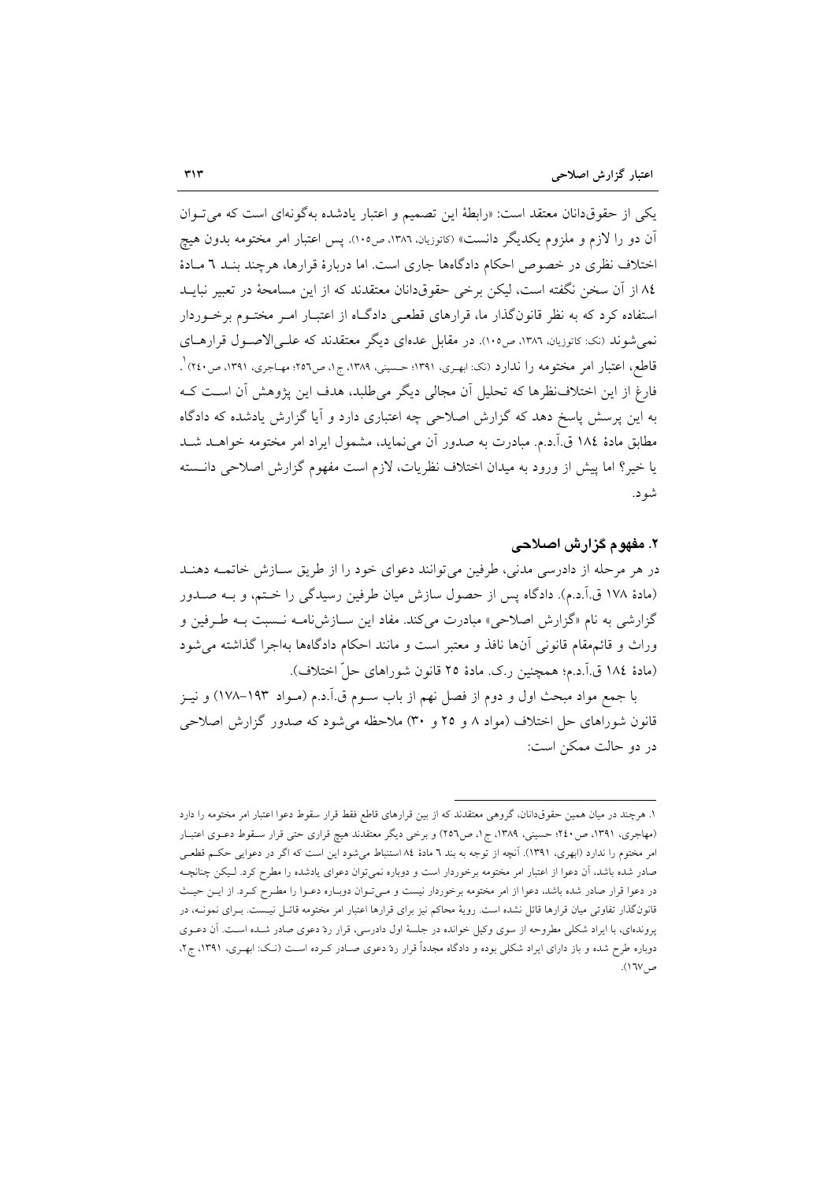یکی از حقوق‌دانان معتقد است: «رابطهٔ این تصمیم و اعتبار یادشده به‌گونه‌ای است که می‌توان آن دو را لازم و ملزوم یکدیگر دانست» (کاتوزیان، ۱۳۸۶، ص۱۰۵). پس اعتبار امر مختومه بدون هیچ اختلاف نظری در خصوص احکام دادگاه‌ها جاری است. اما دربارهٔ قرارها، هرچند بند ۶ مادهٔ ۸۴ از آن سخن نگفته است، لیکن برخی حقوق‌دانان معتقدند که از این مسامحهٔ در تعبیر نباید استفاده کرد که به نظر قانون‌گذار ما، قرارهای قطعی دادگاه از اعتبار امر مختوم برخوردار نمی‌شوند (نک: کاتوزیان، ۱۳۸۶، ص۱۰۵). در مقابل عده‌ای دیگر معتقدند که علی‌الاصول قرارهای قاطع، اعتبار امر مختومه را ندارد (نک: ابهری، ۱۳۹۱؛ حسینی، ۱۳۸۹، ج۱، ص۲۵۶؛ مهاجری، ۱۳۹۱، ص۲۴۰)[1]. فارغ از این اختلاف‌نظرها که تحلیل آن مجالی دیگر می‌طلبد، هدف این پژوهش آن است که به این پرسش پاسخ دهد که گزارش اصلاحی چه اعتباری دارد و آیا گزارش یادشده که دادگاه مطابق مادهٔ ۱۸۴ ق.آ.د.م. مبادرت به صدور آن می‌نماید، مشمول ایراد امر مختومه خواهد شد یا خیر؟ اما پیش از ورود به میدان اختلاف نظریات، لازم است مفهوم گزارش اصلاحی دانسته شود.

## ۲. مفهوم گزارش اصلاحی

در هر مرحله از دادرسی مدنی، طرفین می‌توانند دعوای خود را از طریق سازش خاتمه دهند (مادهٔ ۱۷۸ ق.آ.د.م). دادگاه پس از حصول سازش میان طرفین رسیدگی را ختم، و به صدور گزارشی به نام «گزارش اصلاحی» مبادرت می‌کند. مفاد این سازش‌نامه نسبت به طرفین و وراث و قائم‌مقام قانونی آن‌ها نافذ و معتبر است و مانند احکام دادگاه‌ها به‌اجرا گذاشته می‌شود (مادهٔ ۱۸۴ ق.آ.د.م؛ همچنین ر.ک. مادهٔ ۲۵ قانون شوراهای حلّ اختلاف).

با جمع مواد مبحث اول و دوم از فصل نهم از باب سوم ق.آ.د.م (مواد ۱۹۳–۱۷۸) و نیز قانون شوراهای حل اختلاف (مواد ۸ و ۲۵ و ۳۰) ملاحظه می‌شود که صدور گزارش اصلاحی در دو حالت ممکن است:

---

۱. هرچند در میان همین حقوق‌دانان، گروهی معتقدند که از بین قرارهای قاطع فقط قرار سقوط دعوا اعتبار امر مختومه را دارد (مهاجری، ۱۳۹۱، ص۲۴۰؛ حسینی، ۱۳۸۹، ج۱، ص۲۵۶) و برخی دیگر معتقدند هیچ قراری حتی قرار سقوط دعوی اعتبار امر مختوم را ندارد (ابهری، ۱۳۹۱). آنچه از توجه به بند ۶ مادهٔ ۸۴ استنباط می‌شود این است که اگر در دعوایی حکم قطعی صادر شده باشد، آن دعوا از اعتبار امر مختومه برخوردار است و دوباره نمی‌توان دعوای یادشده را مطرح کرد. لیکن چنانچه در دعوا قرار صادر شده باشد، دعوا از امر مختومه برخوردار نیست و می‌توان دوباره دعوا را مطرح کرد. از این حیث قانون‌گذار تفاوتی میان قرارها قائل نشده است. رویهٔ محاکم نیز برای قرارها اعتبار امر مختومه قائل نیست. برای نمونه، در پرونده‌ای، با ایراد شکلی مطروحه از سوی وکیل خوانده در جلسهٔ اول دادرسی، قرار ردّ دعوی صادر شده است. آن دعوی دوباره طرح شده و باز دارای ایراد شکلی بوده و دادگاه مجدداً قرار ردّ دعوی صادر کرده است (نک: ابهری، ۱۳۹۱، ج۲، ص۱۶۷).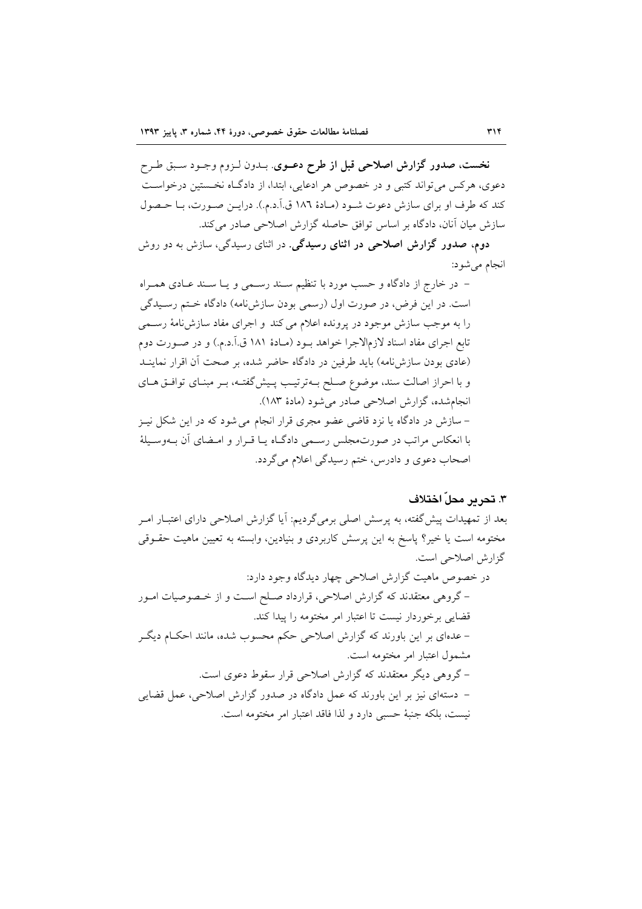**نخست، صدور گزارش اصلاحی قبل از طرح دعـوی.** بـدون لـزوم وجـود سـبق طـرح دعوی، هرکس می‌تواند کتبی و در خصوص هر ادعایی، ابتدا، از دادگـاه نخـستین درخواسـت کند که طرف او برای سازش دعوت شـود (مـادۀ ۱۸۶ ق.آ.د.م.). درایـن صـورت، بـا حـصول سازش میان آنان، دادگاه بر اساس توافق حاصله گزارش اصلاحی صادر می‌کند.

**دوم، صدور گزارش اصلاحی در اثنای رسیدگی.** در اثنای رسیدگی، سازش به دو روش انجام می‌شود:

– در خارج از دادگاه و حسب مورد با تنظیم سـند رسـمی و یـا سـند عـادی همـراه است. در این فرض، در صورت اول (رسمی بودن سازش‌نامه) دادگاه خـتم رسـیدگی را به موجب سازش موجود در پرونده اعلام می کند و اجرای مفاد سازش‌نامۀ رسـمی تابع اجرای مفاد اسناد لازم‌الاجرا خواهد بـود (مـادۀ ۱۸۱ ق.آ.د.م.) و در صـورت دوم (عادی بودن سازش‌نامه) باید طرفین در دادگاه حاضر شده، بر صحت آن اقرار نماینـد و با احراز اصالت سند، موضوع صـلح بـه‌ترتیـب پـیش‌گفتـه، بـر مبنـای توافـق هـای انجام‌شده، گزارش اصلاحی صادر می‌شود (مادۀ ۱۸۳).

– سازش در دادگاه یا نزد قاضی عضو مجری قرار انجام می شود که در این شکل نیـز با انعکاس مراتب در صورت‌مجلس رسـمی دادگـاه یـا قـرار و امـضای آن بـه‌وسـیلۀ اصحاب دعوی و دادرس، ختم رسیدگی اعلام می‌گردد.

### ۳. تحریر محلّ اختلاف

بعد از تمهیدات پیش‌گفته، به پرسش اصلی برمی‌گردیم: آیا گزارش اصلاحی دارای اعتبـار امـر مختومه است یا خیر؟ پاسخ به این پرسش کاربردی و بنیادین، وابسته به تعیین ماهیت حقـوقی گزارش اصلاحی است.

در خصوص ماهیت گزارش اصلاحی چهار دیدگاه وجود دارد:

– گروهی معتقدند که گزارش اصلاحی، قرارداد صـلح اسـت و از خـصوصیات امـور قضایی برخوردار نیست تا اعتبار امر مختومه را پیدا کند.

– عده‌ای بر این باورند که گزارش اصلاحی حکم محسوب شده، مانند احکـام دیگـر مشمول اعتبار امر مختومه است.

– گروهی دیگر معتقدند که گزارش اصلاحی قرار سقوط دعوی است.

– دسته‌ای نیز بر این باورند که عمل دادگاه در صدور گزارش اصلاحی، عمل قضایی نیست، بلکه جنبۀ حسبی دارد و لذا فاقد اعتبار امر مختومه است.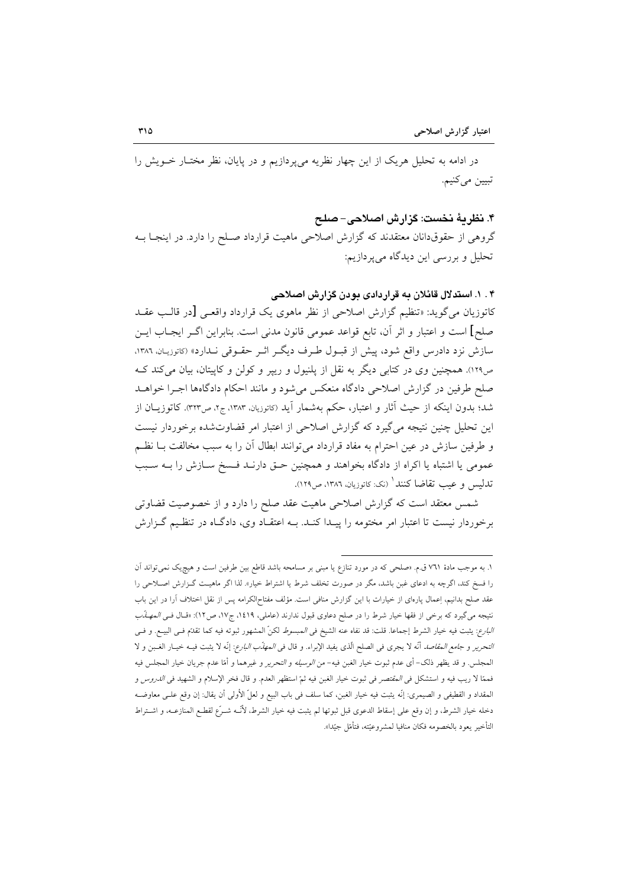در ادامه به تحلیل هریک از این چهار نظریه می‌پردازیم و در پایان، نظر مختـار خـویش را تبیین می‌کنیم.

## ۴. نظریهٔ نخست: گزارش اصلاحی- صلح

گروهی از حقوق‌دانان معتقدند که گزارش اصلاحی ماهیت قرارداد صـلح را دارد. در اینجـا بـه تحلیل و بررسی این دیدگاه می‌پردازیم:

### ۴. ۱. استدلال قائلان به قراردادی بودن گزارش اصلاحی

کاتوزیان می‌گوید: «تنظیم گزارش اصلاحی از نظر ماهوی یک قرارداد واقعـی [در قالـب عقـد صلح] است و اعتبار و اثر آن، تابع قواعد عمومی قانون مدنی است. بنابراین اگـر ایجـاب ایـن سازش نزد دادرس واقع شود، پیش از قبـول طـرف دیگـر اثـر حقـوقی نـدارد» (کاتوزیـان، ۱۳۸۶، ص۱۲۹). همچنین وی در کتابی دیگر به نقل از پلنیول و ریپر و کولن و کاپیتان، بیان می‌کند کـه صلح طرفین در گزارش اصلاحی دادگاه منعکس می‌شود و مانند احکام دادگاه‌ها اجـرا خواهـد شد؛ بدون اینکه از حیث آثار و اعتبار، حکم به‌شمار آید (کاتوزیان، ۱۳۸۳، ج۲، ص۳۲۳). کاتوزیـان از این تحلیل چنین نتیجه می‌گیرد که گزارش اصلاحی از اعتبار امر قضاوت‌شده برخوردار نیست و طرفین سازش در عین احترام به مفاد قرارداد می‌توانند ابطال آن را به سبب مخالفت بـا نظـم عمومی یا اشتباه یا اکراه از دادگاه بخواهند و همچنین حـق دارنـد فـسخ سـازش را بـه سـبب تدلیس و عیب تقاضا کنند[۱] (نک: کاتوزیان، ۱۳۸٦، ص۱۲۹).

شمس معتقد است که گزارش اصلاحی ماهیت عقد صلح را دارد و از خصوصیت قضاوتی برخوردار نیست تا اعتبار امر مختومه را پیـدا کنـد. بـه اعتقـاد وی، دادگـاه در تنظـیم گـزارش

---

۱. به موجب مادهٔ ۷٦۱ ق.م. «صلحی که در مورد تنازع یا مبنی بر مسامحه باشد قاطع بین طرفین است و هیچ‌یک نمی‌تواند آن را فسخ کند، اگرچه به ادعای غبن باشد، مگر در صورت تخلف شرط یا اشتراط خیار». لذا اگر ماهیـت گـزارش اصـلاحی را عقد صلح بدانیم، إعمال پاره‌ای از خیارات با این گزارش منافی است. مؤلف مفتاح‌الکرامه پس از نقل اختلاف آرا در این باب نتیجه می‌گیرد که برخی از فقها خیار شرط را در صلح دعاوی قبول ندارند (عاملی، ۱٤۱۹، ج۱۷، ص۱۲): «قـال فـی *المهـذّب البارع*: يثبت فيه خيار الشرط إجماعا. قلت: قد نفاه عنه الشيخ فى *المبسوط* لكنّ المشهور ثبوته فيه كما تقدّم فـى البيـع. و فـى *التحرير* و *جامع المقاصد* أنّه لا يجرى فى الصلح الّذى يفيد الإبراء. و قال فى *المهذّب البارع*: إنّه لا يثبت فيـه خيـار الغـبن و لا المجلس. و قد يظهر ذلك- أى عدم ثبوت خيار الغبن فيه- من *الوسيلة* و *التحرير* و غيرهما و أمّا عدم جريان خيار المجلس فيه فممّا لا ريب فيه و استشكل فى *المقتصر* فى ثبوت خيار الغبن فيه ثمّ استظهر العدم. و قال فخر الإسلام و الشهيد فى *الدروس* و المقداد و القطيفى و الصيمرى: إنّه يثبت فيه خيار الغبن، كما سلف فى باب البيع و لعلّ الأولى أن يقال: إن وقع علـى معاوضـه دخله خيار الشرط، و إن وقع على إسقاط الدعوى قبل ثبوتها لم يثبت فيه خيار الشرط، لأنّـه شـرّع لقطـع المنازعـه، و اشـتراط التأخير يعود بالخصومه فكان منافيا لمشروعيّته، فتأمّل جيّدا».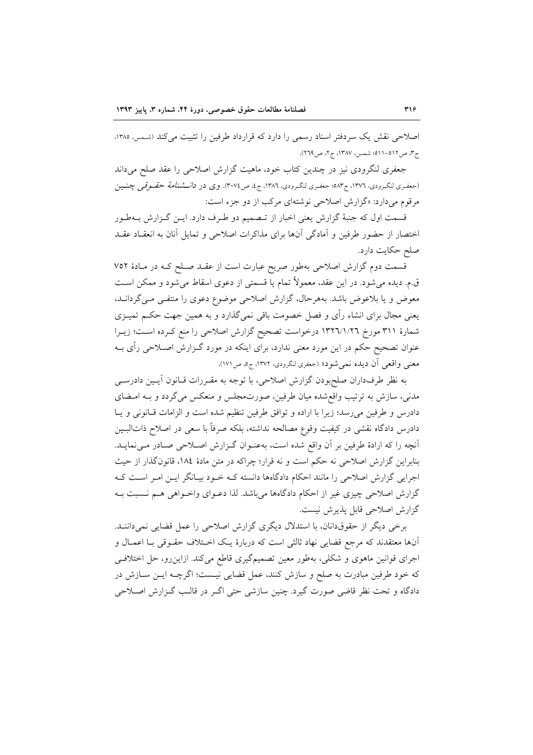اصلاحی نقش یک سردفتر اسناد رسمی را دارد که قرارداد طرفین را تثبیت می‌کند (شمس، ۱۳۸۵، ج۳، ص۵۱۲-۵۱۱؛ شمس، ۱۳۸۷، ج۲، ص۲٦۹).

جعفری لنگرودی نیز در چندین کتاب خود، ماهیت گزارش اصلاحی را عقد صلح می‌داند (جعفری لنگرودی، ۱۳۷٦، ج۵۸۳؛ جعفری لنگرودی، ۱۳۸٦، ج٤، ص۳۰۷٤). وی در *دانشنامهٔ حقوقی* چنین مرقوم می‌دارد: «گزارش اصلاحی نوشته‌ای مرکب از دو جزء است:

قسمت اول که جنبهٔ گزارش یعنی اخبار از تصمیم دو طرف دارد. این گزارش به‌طور اختصار از حضور طرفین و آمادگی آن‌ها برای مذاکرات اصلاحی و تمایل آنان به انعقاد عقد صلح حکایت دارد.

قسمت دوم گزارش اصلاحی به‌طور صریح عبارت است از عقد صلح که در مادهٔ ۷۵۲ ق.م. دیده می‌شود. در این عقد، معمولاً تمام یا قسمتی از دعوی اسقاط می‌شود و ممکن است معوض و یا بلاعوض باشد. به‌هرحال، گزارش اصلاحی موضوع دعوی را منتفی می‌گرداند، یعنی مجال برای انشاء رأی و فصل خصومت باقی نمی‌گذارد و به همین جهت حکم تمیزی شمارهٔ ۳۱۱ مورخ ۱۳۲٦/۱/۲٦ درخواست تصحیح گزارش اصلاحی را منع کرده است؛ زیرا عنوان تصحیح حکم در این مورد معنی ندارد، برای اینکه در مورد گزارش اصلاحی رأی به معنی واقعی آن دیده نمی‌شود» (جعفری لنگرودی، ۱۳۷۲، ج۵، ص۱۷۱).

به نظر طرفداران صلح‌بودن گزارش اصلاحی، با توجه به مقررات قانون آیین دادرسی مدنی، سازش به ترتیب واقع‌شده میان طرفین، صورت‌مجلس و منعکس می‌گردد و به امضای دادرس و طرفین می‌رسد؛ زیرا با اراده و توافق طرفین تنظیم شده است و الزامات قانونی و یا دادرس دادگاه نقشی در کیفیت وقوع مصالحه نداشته، بلکه صرفاً با سعی در اصلاح ذات‌البین آنچه را که ارادهٔ طرفین بر آن واقع شده است، به‌عنوان گزارش اصلاحی صادر می‌نماید. بنابراین گزارش اصلاحی نه حکم است و نه قرار؛ چراکه در متن مادهٔ ۱۸٤، قانون‌گذار از حیث اجرایی گزارش اصلاحی را مانند احکام دادگاه‌ها دانسته که خود بیانگر این امر است که گزارش اصلاحی چیزی غیر از احکام دادگاه‌ها می‌باشد. لذا دعوای واخواهی هم نسبت به گزارش اصلاحی قابل پذیرش نیست.

برخی دیگر از حقوق‌دانان، با استدلال دیگری گزارش اصلاحی را عمل قضایی نمی‌دانند. آن‌ها معتقدند که مرجع قضایی نهاد ثالثی است که دربارهٔ یک اختلاف حقوقی با اعمال و اجرای قوانین ماهوی و شکلی، به‌طور معین تصمیم‌گیری قاطع می‌کند. ازاین‌رو، حل اختلافی که خود طرفین مبادرت به صلح و سازش کنند، عمل قضایی نیست؛ اگرچه این سازش در دادگاه و تحت نظر قاضی صورت گیرد. چنین سازشی حتی اگر در قالب گزارش اصلاحی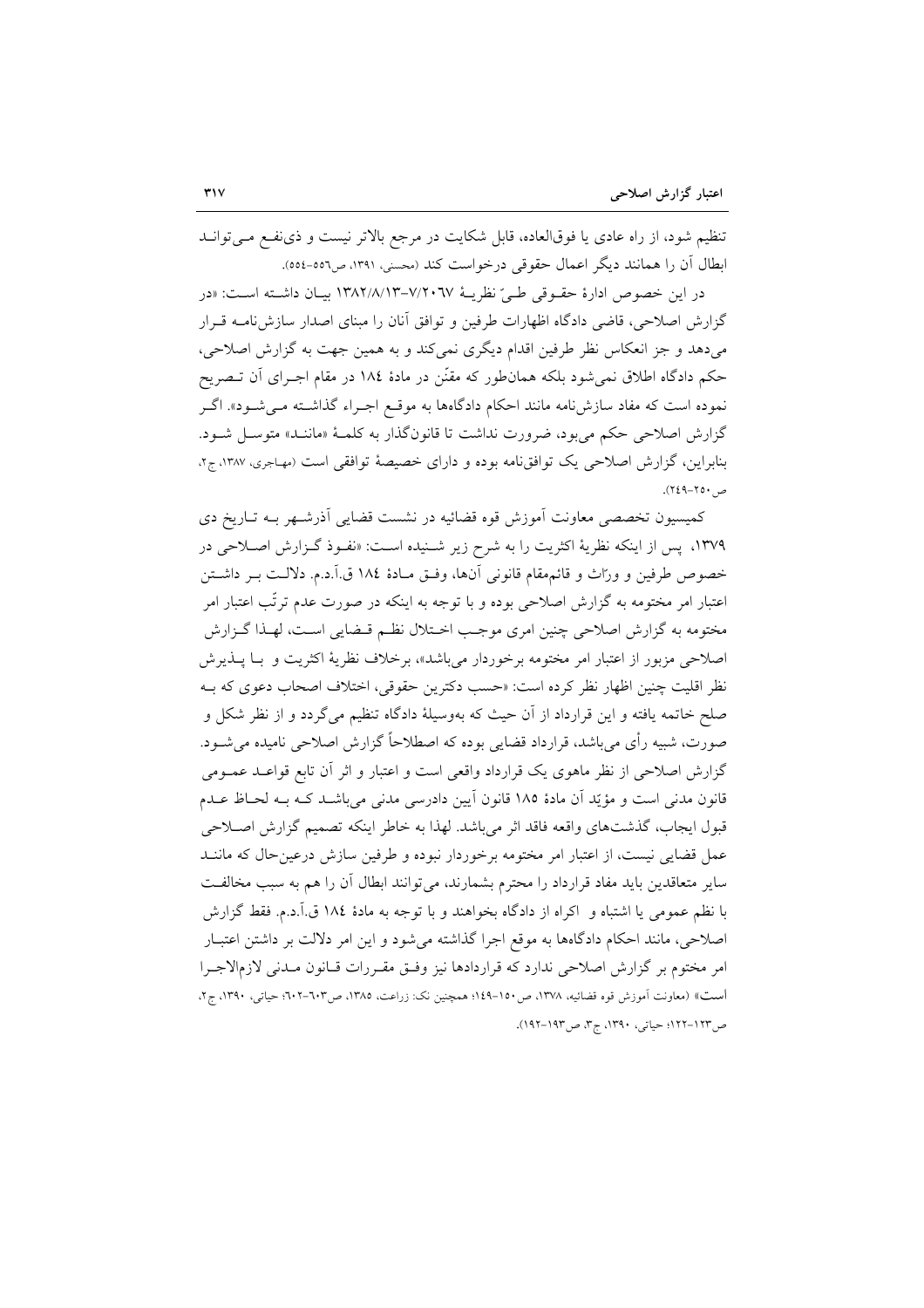تنظیم شود، از راه عادی یا فوق‌العاده، قابل شکایت در مرجع بالاتر نیست و ذی‌نفع می‌تواند ابطال آن را همانند دیگر اعمال حقوقی درخواست کند (محسنی، ۱۳۹۱، ص۵۵۶-۵۵۴).

در این خصوص ادارهٔ حقوقی طیّ نظریهٔ ۷/۲۰۶۷-۱۳۸۲/۸/۱۳ بیان داشته است: «در گزارش اصلاحی، قاضی دادگاه اظهارات طرفین و توافق آنان را مبنای اصدار سازش‌نامه قرار می‌دهد و جز انعکاس نظر طرفین اقدام دیگری نمی‌کند و به همین جهت به گزارش اصلاحی، حکم دادگاه اطلاق نمی‌شود بلکه همان‌طور که مقنّن در مادهٔ ۱۸۴ در مقام اجرای آن تصریح نموده است که مفاد سازش‌نامه مانند احکام دادگاه‌ها به موقع اجراء گذاشته می‌شود». اگر گزارش اصلاحی حکم می‌بود، ضرورت نداشت تا قانون‌گذار به کلمهٔ «مانند» متوسل شود. بنابراین، گزارش اصلاحی یک توافق‌نامه بوده و دارای خصیصهٔ توافقی است (مهاجری، ۱۳۸۷، ج۲، ص۲۵۰-۲۴۹).

کمیسیون تخصصی معاونت آموزش قوه قضائیه در نشست قضایی آذرشهر به تاریخ دی ۱۳۷۹، پس از اینکه نظریهٔ اکثریت را به شرح زیر شنیده است: «نفوذ گزارش اصلاحی در خصوص طرفین و ورّاث و قائم‌مقام قانونی آن‌ها، وفق مادهٔ ۱۸۴ ق.آ.د.م. دلالت بر داشتن اعتبار امر مختومه به گزارش اصلاحی بوده و با توجه به اینکه در صورت عدم ترتّب اعتبار امر مختومه به گزارش اصلاحی چنین امری موجب اختلال نظم قضایی است، لهذا گزارش اصلاحی مزبور از اعتبار امر مختومه برخوردار می‌باشد»، برخلاف نظریهٔ اکثریت و با پذیرش نظر اقلیت چنین اظهار نظر کرده است: «حسب دکترین حقوقی، اختلاف اصحاب دعوی که به صلح خاتمه یافته و این قرارداد از آن حیث که به‌وسیلهٔ دادگاه تنظیم می‌گردد و از نظر شکل و صورت، شبیه رأی می‌باشد، قرارداد قضایی بوده که اصطلاحاً گزارش اصلاحی نامیده می‌شود. گزارش اصلاحی از نظر ماهوی یک قرارداد واقعی است و اعتبار و اثر آن تابع قواعد عمومی قانون مدنی است و مؤیّد آن مادهٔ ۱۸۵ قانون آیین دادرسی مدنی می‌باشد که به لحاظ عدم قبول ایجاب، گذشت‌های واقعه فاقد اثر می‌باشد. لهذا به خاطر اینکه تصمیم گزارش اصلاحی عمل قضایی نیست، از اعتبار امر مختومه برخوردار نبوده و طرفین سازش درعین‌حال که مانند سایر متعاقدین باید مفاد قرارداد را محترم بشمارند، می‌توانند ابطال آن را هم به سبب مخالفت با نظم عمومی یا اشتباه و اکراه از دادگاه بخواهند و با توجه به مادهٔ ۱۸۴ ق.آ.د.م. فقط گزارش اصلاحی، مانند احکام دادگاه‌ها به موقع اجرا گذاشته می‌شود و این امر دلالت بر داشتن اعتبار امر مختوم بر گزارش اصلاحی ندارد که قراردادها نیز وفق مقررات قانون مدنی لازم‌الاجرا است» (معاونت آموزش قوه قضائیه، ۱۳۷۸، ص۱۵۰-۱۴۹؛ همچنین نک: زراعت، ۱۳۸۵، ص۶۰۳-۶۰۲؛ حیاتی، ۱۳۹۰، ج۲، ص۱۲۳-۱۲۲؛ حیاتی، ۱۳۹۰، ج۳، ص۱۹۳-۱۹۲).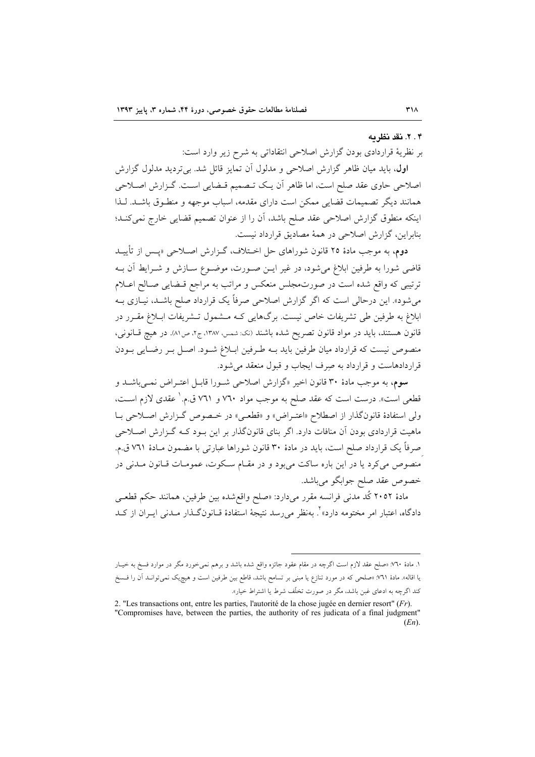### ۴ . ۲. نقد نظریه

بر نظریهٔ قراردادی بودن گزارش اصلاحی انتقاداتی به شرح زیر وارد است:

**اول**، باید میان ظاهر گزارش اصلاحی و مدلول آن تمایز قائل شد. بی‌تردید مدلول گزارش اصلاحی حاوی عقد صلح است، اما ظاهر آن یک تصمیم قضایی است. گزارش اصلاحی همانند دیگر تصمیمات قضایی ممکن است دارای مقدمه، اسباب موجهه و منطوق باشد. لذا اینکه منطوق گزارش اصلاحی عقد صلح باشد، آن را از عنوان تصمیم قضایی خارج نمی‌کند؛ بنابراین، گزارش اصلاحی در همهٔ مصادیق قرارداد نیست.

**دوم**، به موجب مادهٔ ۲۵ قانون شوراهای حل اختلاف، گزارش اصلاحی «پس از تأیید قاضی شورا به طرفین ابلاغ می‌شود، در غیر این صورت، موضوع سازش و شرایط آن به ترتیبی که واقع شده است در صورتمجلس منعکس و مراتب به مراجع قضایی صالح اعلام می‌شود». این درحالی است که اگر گزارش اصلاحی صرفاً یک قرارداد صلح باشد، نیازی به ابلاغ به طرفین طی تشریفات خاص نیست. برگ‌هایی که مشمول تشریفات ابلاغ مقرر در قانون هستند، باید در مواد قانون تصریح شده باشند (نک: شمس، ۱۳۸۷، ج۲، ص۸۱). در هیچ قانونی، منصوص نیست که قرارداد میان طرفین باید به طرفین ابلاغ شود. اصل بر رضایی بودن قراردادهاست و قرارداد به صِرف ایجاب و قبول منعقد می‌شود.

**سوم**، به موجب مادهٔ ۳۰ قانون اخیر «گزارش اصلاحی شورا قابل اعتراض نمی‌باشد و قطعی است». درست است که عقد صلح به موجب مواد ۷۶۰ و ۷۶۱ ق.م.[1] عقدی لازم است، ولی استفادهٔ قانونگذار از اصطلاح «اعتراض» و «قطعی» در خصوص گزارش اصلاحی با ماهیت قراردادی بودن آن منافات دارد. اگر بنای قانونگذار بر این بود که گزارش اصلاحی صرفاً یک قرارداد صلح است، باید در مادهٔ ۳۰ قانون شوراها عبارتی با مضمون مادهٔ ۷۶۱ ق.م. منصوص می‌کرد یا در این باره ساکت می‌بود و در مقام سکوت، عمومات قانون مدنی در خصوص عقد صلح جوابگو می‌باشد.

مادهٔ ۲۰۵۲ کُد مدنی فرانسه مقرر می‌دارد: «صلح واقع‌شده بین طرفین، همانند حکم قطعی دادگاه، اعتبار امر مختومه دارد»[2]. به‌نظر می‌رسد نتیجهٔ استفادهٔ قانون‌گذار مدنی ایران از کد

---

۱. مادهٔ ۷۶۰: «صلح عقد لازم است اگرچه در مقام عقود جائزه واقع شده باشد و برهم نمی‌خورد مگر در موارد فسخ به خیار یا اقاله». مادهٔ ۷۶۱: «صلحی که در مورد تنازع یا مبنی بر تسامح باشد، قاطع بین طرفین است و هیچ‌یک نمی‌توانند آن را فسخ کند اگرچه به ادعای غبن باشد، مگر در صورت تخلّف شرط یا اشتراط خیار».

2. "Les transactions ont, entre les parties, l'autorité de la chose jugée en dernier resort" (*Fr*). "Compromises have, between the parties, the authority of res judicata of a final judgment" (*En*).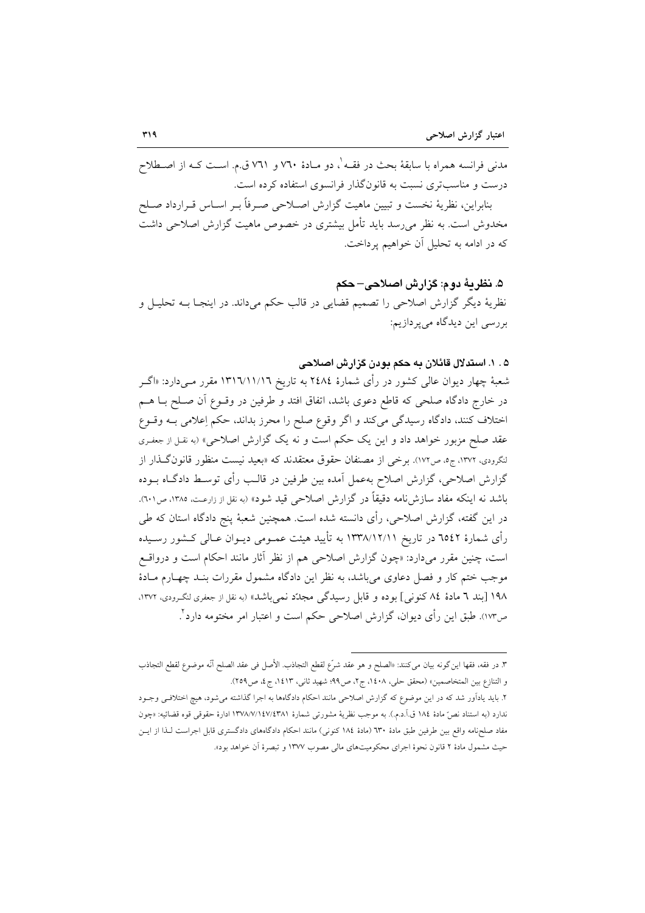مدنی فرانسه همراه با سابقهٔ بحث در فقه[1]، دو مادهٔ ٧٦٠ و ٧٦١ ق.م. است که از اصطلاح درست و مناسب‌تری نسبت به قانونگذار فرانسوی استفاده کرده است.

بنابراین، نظریهٔ نخست و تبیین ماهیت گزارش اصلاحی صرفاً بر اساس قرارداد صلح مخدوش است. به نظر می‌رسد باید تأمل بیشتری در خصوص ماهیت گزارش اصلاحی داشت که در ادامه به تحلیل آن خواهیم پرداخت.

## ۵. نظریهٔ دوم: گزارش اصلاحی– حکم

نظریهٔ دیگر گزارش اصلاحی را تصمیم قضایی در قالب حکم می‌داند. در اینجا به تحلیل و بررسی این دیدگاه می‌پردازیم:

### ۵ . ۱. استدلال قائلان به حکم بودن گزارش اصلاحی

شعبهٔ چهار دیوان عالی کشور در رأی شمارهٔ ٢٤٨٤ به تاریخ ١٣١٦/١١/١٦ مقرر می‌دارد: «اگر در خارج دادگاه صلحی که قاطع دعوی باشد، اتفاق افتد و طرفین در وقوع آن صلح با هم اختلاف کنند، دادگاه رسیدگی می‌کند و اگر وقوع صلح را محرز بداند، حکم اِعلامی به وقوع عقد صلح مزبور خواهد داد و این یک حکم است و نه یک گزارش اصلاحی» (به نقل از جعفری لنگرودی، ١٣٧٢، ج۵، ص١٧٢). برخی از مصنفان حقوق معتقدند که «بعید نیست منظور قانونگذار از گزارش اصلاحی، گزارش اصلاح به‌عمل آمده بین طرفین در قالب رأی توسط دادگاه بوده باشد نه اینکه مفاد سازش‌نامه دقیقاً در گزارش اصلاحی قید شود» (به نقل از زارعت، ١٣٨٥، ص٦٠١). در این گفته، گزارش اصلاحی، رأی دانسته شده است. همچنین شعبهٔ پنج دادگاه استان که طی رأی شمارهٔ ٦٥٤٢ در تاریخ ١٣٣٨/١٢/١١ به تأیید هیئت عمومی دیوان عالی کشور رسیده است، چنین مقرر می‌دارد: «چون گزارش اصلاحی هم از نظر آثار مانند احکام است و درواقع موجب ختم کار و فصل دعاوی می‌باشد، به نظر این دادگاه مشمول مقررات بند چهارم مادهٔ ١٩٨ [بند ٦ مادهٔ ٨٤ کنونی] بوده و قابل رسیدگی مجدّد نمی‌باشد» (به نقل از جعفری لنگرودی، ١٣٧٢، ص١٧٣). طبق این رأی دیوان، گزارش اصلاحی حکم است و اعتبار امر مختومه دارد[2].

---

[1]. در فقه، فقها این‌گونه بیان می‌کنند: «الصلح و هو عقد شرّع لقطع التجاذب. الأصل فی عقد الصلح أنّه موضوع لقطع التجاذب و التنازع بین المتخاصمین» (محقق حلی، ١٤٠٨، ج٢، ص٩٩؛ شهید ثانی، ١٤١٣، ج٤، ص٢٥٩).

[2]. باید یادآور شد که در این موضوع که گزارش اصلاحی مانند احکام دادگاه‌ها به اجرا گذاشته می‌شود، هیچ اختلافی وجود ندارد (به استناد نصّ مادهٔ ١٨٤ ق.آ.د.م.). به موجب نظریهٔ مشورتی شمارهٔ ١٣٧٨/٧/١٤٧/٤٣٨١ ادارهٔ حقوقی قوه قضائیه: «چون مفاد صلح‌نامه واقع بین طرفین طبق مادهٔ ٦٣٠ (مادهٔ ١٨٤ کنونی) مانند احکام دادگاه‌های دادگستری قابل اجراست لذا از این حیث مشمول مادهٔ ٢ قانون نحوهٔ اجرای محکومیت‌های مالی مصوب ١٣٧٧ و تبصرهٔ آن خواهد بود».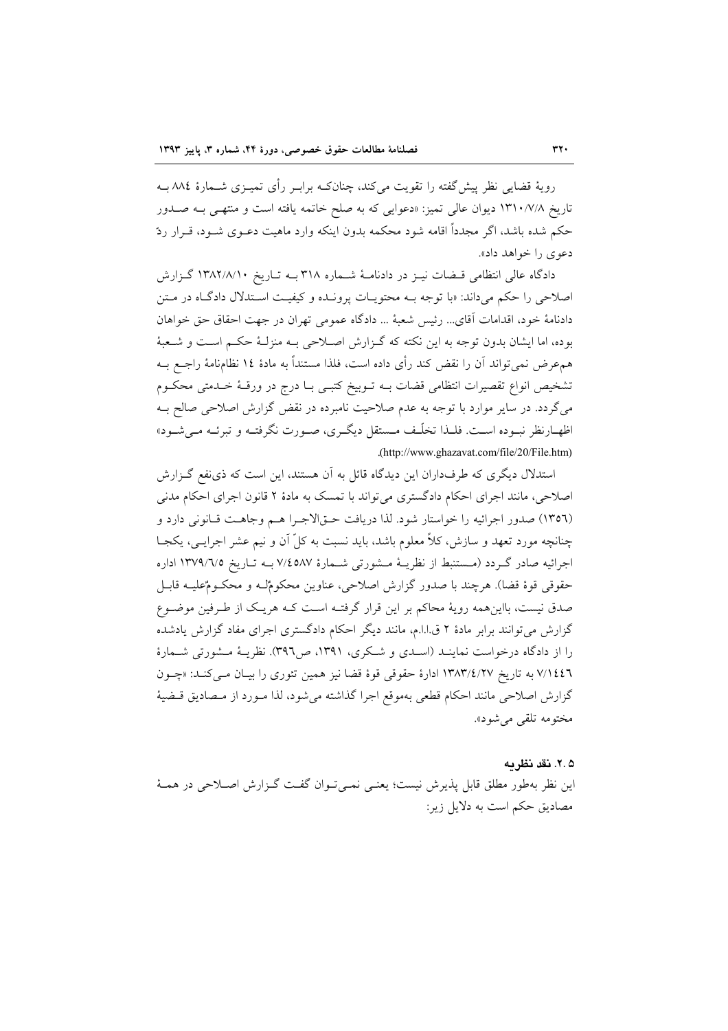رویهٔ قضایی نظر پیش‌گفته را تقویت می‌کند، چنانکه برابر رأی تمیزی شمارهٔ ۸۸٤ به تاریخ ۱۳۱۰/۷/۸ دیوان عالی تمیز: «دعوایی که به صلح خاتمه یافته است و منتهی به صدور حکم شده باشد، اگر مجدداً اقامه شود محکمه بدون اینکه وارد ماهیت دعوی شود، قرار ردّ دعوی را خواهد داد».

دادگاه عالی انتظامی قضات نیز در دادنامهٔ شماره ۳۱۸ به تاریخ ۱۳۸۲/۸/۱۰ گزارش اصلاحی را حکم می‌داند: «با توجه به محتویات پرونده و کیفیت استدلال دادگاه در متن دادنامهٔ خود، اقدامات آقای... رئیس شعبهٔ ... دادگاه عمومی تهران در جهت احقاق حق خواهان بوده، اما ایشان بدون توجه به این نکته که گزارش اصلاحی به منزلهٔ حکم است و شعبهٔ هم‌عرض نمی‌تواند آن را نقض کند رأی داده است، فلذا مستنداً به مادهٔ ١٤ نظام‌نامهٔ راجع به تشخیص انواع تقصیرات انتظامی قضات به توبیخ کتبی با درج در ورقهٔ خدمتی محکوم می‌گردد. در سایر موارد با توجه به عدم صلاحیت نامبرده در نقض گزارش اصلاحی صالح به اظهارنظر نبوده است. فلذا تخلّف مستقل دیگری، صورت نگرفته و تبرئه می‌شود» (http://www.ghazavat.com/file/20/File.htm).

استدلال دیگری که طرفداران این دیدگاه قائل به آن هستند، این است که ذی‌نفع گزارش اصلاحی، مانند اجرای احکام دادگستری می‌تواند با تمسک به مادهٔ ۲ قانون اجرای احکام مدنی (١٣٥٦) صدور اجرائیه را خواستار شود. لذا دریافت حق‌الاجرا هم وجاهت قانونی دارد و چنانچه مورد تعهد و سازش، کلاً معلوم باشد، باید نسبت به کلّ آن و نیم عشر اجرایی، یکجا اجرائیه صادر گردد (مستنبط از نظریهٔ مشورتی شمارهٔ ۷/٤٥٨٧ به تاریخ ۱۳۷۹/٦/٥ اداره حقوقی قوهٔ قضا). هرچند با صدور گزارش اصلاحی، عناوین محکومٌ‌له و محکومٌ‌علیه قابل صدق نیست، بااین‌همه رویهٔ محاکم بر این قرار گرفته است که هریک از طرفین موضوع گزارش می‌توانند برابر مادهٔ ۲ ق.ا.ا.م، مانند دیگر احکام دادگستری اجرای مفاد گزارش یادشده را از دادگاه درخواست نمایند (اسدی و شکری، ۱۳۹۱، ص٣٩٦). نظریهٔ مشورتی شمارهٔ ۷/١٤٤٦ به تاریخ ۱۳۸۳/٤/۲۷ ادارهٔ حقوقی قوهٔ قضا نیز همین تئوری را بیان می‌کند: «چون گزارش اصلاحی مانند احکام قطعی به‌موقع اجرا گذاشته می‌شود، لذا مورد از مصادیق قضیهٔ مختومه تلقی می‌شود».

### ۲.۵. نقد نظریه

این نظر به‌طور مطلق قابل پذیرش نیست؛ یعنی نمی‌توان گفت گزارش اصلاحی در همهٔ مصادیق حکم است به دلایل زیر: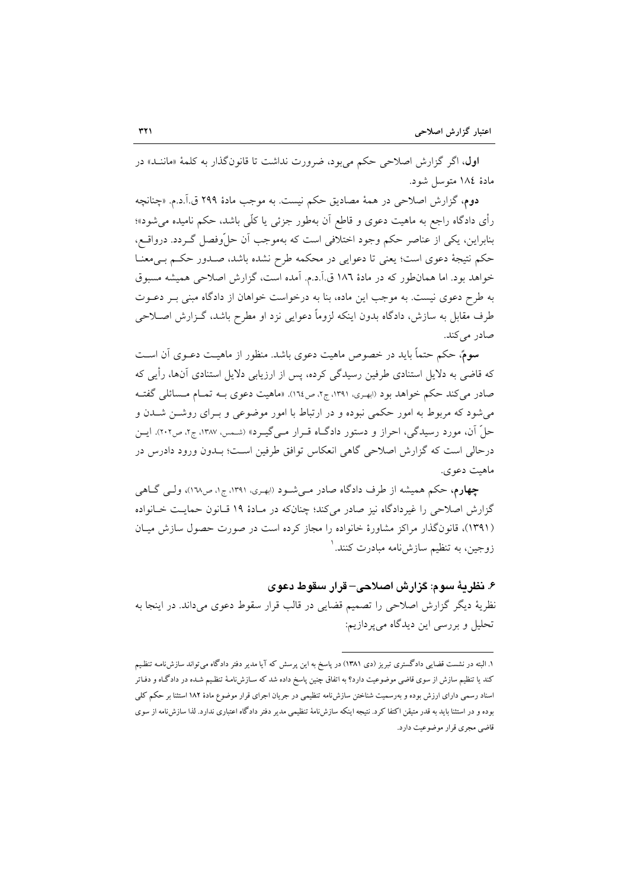**اول**، اگر گزارش اصلاحی حکم می‌بود، ضرورت نداشت تا قانون‌گذار به کلمهٔ «مانند» در مادهٔ ۱۸۴ متوسل شود.

**دوم**، گزارش اصلاحی در همهٔ مصادیق حکم نیست. به موجب مادهٔ ۲۹۹ ق.آ.د.م. «چنانچه رأی دادگاه راجع به ماهیت دعوی و قاطع آن به‌طور جزئی یا کلّی باشد، حکم نامیده می‌شود»؛ بنابراین، یکی از عناصر حکم وجود اختلافی است که به‌موجب آن حلّ‌وفصل گـردد. درواقـع، حکم نتیجهٔ دعوی است؛ یعنی تا دعوایی در محکمه طرح نشده باشد، صـدور حکـم بـی‌معنـا خواهد بود. اما همان‌طور که در مادهٔ ۱۸۶ ق.آ.د.م. آمده است، گزارش اصلاحی همیشه مسبوق به طرح دعوی نیست. به موجب این ماده، بنا به درخواست خواهان از دادگاه مبنی بـر دعـوت طرف مقابل به سازش، دادگاه بدون اینکه لزوماً دعوایی نزد او مطرح باشد، گـزارش اصـلاحی صادر می‌کند.

**سوم**، حکم حتماً باید در خصوص ماهیت دعوی باشد. منظور از ماهیـت دعـوی آن اسـت که قاضی به دلایل استنادی طرفین رسیدگی کرده، پس از ارزیابی دلایل استنادی آن‌ها، رأیی که صادر می‌کند حکم خواهد بود (بهری، ۱۳۹۱، ج۲، ص۱٦٤). «ماهیت دعوی بـه تمـام مـسائلی گفتـه می‌شود که مربوط به امور حکمی نبوده و در ارتباط با امور موضوعی و بـرای روشـن شـدن و حلّ آن، مورد رسیدگی، احراز و دستور دادگـاه قـرار مـی‌گیـرد» (شمس، ۱۳۸۷، ج۲، ص۲۰۲). ایـن درحالی است که گزارش اصلاحی گاهی انعکاس توافق طرفین اسـت؛ بـدون ورود دادرس در ماهیت دعوی.

**چهارم**، حکم همیشه از طرف دادگاه صادر مـی‌شـود (بهری، ۱۳۹۱، ج۱، ص۱٦۸)، ولـی گـاهی گزارش اصلاحی را غیردادگاه نیز صادر می‌کند؛ چنانکه در مـادهٔ ۱۹ قـانون حمایـت خـانواده (۱۳۹۱)، قانون‌گذار مراکز مشاورهٔ خانواده را مجاز کرده است در صورت حصول سازش میـان زوجین، به تنظیم سازش‌نامه مبادرت کنند.[1]

### ۶. نظریهٔ سوم: گزارش اصلاحی– قرار سقوط دعوی

نظریهٔ دیگر گزارش اصلاحی را تصمیم قضایی در قالب قرار سقوط دعوی می‌داند. در اینجا به تحلیل و بررسی این دیدگاه می‌پردازیم:

---

۱. البته در نشست قضایی دادگستری تبریز (دی ۱۳۸۱) در پاسخ به این پرسش که آیا مدیر دفتر دادگاه می‌تواند سازش‌نامه تنظیم کند یا تنظیم سازش از سوی قاضی موضوعیت دارد؟ به اتفاق چنین پاسخ داده شد که سـازش‌نامهٔ تنظیـم شـده در دادگـاه و دفـاتر اسناد رسمی دارای ارزش بوده و به‌رسمیت شناختن سازش‌نامه تنظیمی در جریان اجرای قرار موضوع مادهٔ ۱۸۲ استثنا بر حکم کلی بوده و در استثنا باید به قدر متیقن اکتفا کرد. نتیجه اینکه سازش‌نامهٔ تنظیمی مدیر دفتر دادگاه اعتباری ندارد. لذا سازش‌نامه از سوی قاضی مجری قرار موضوعیت دارد.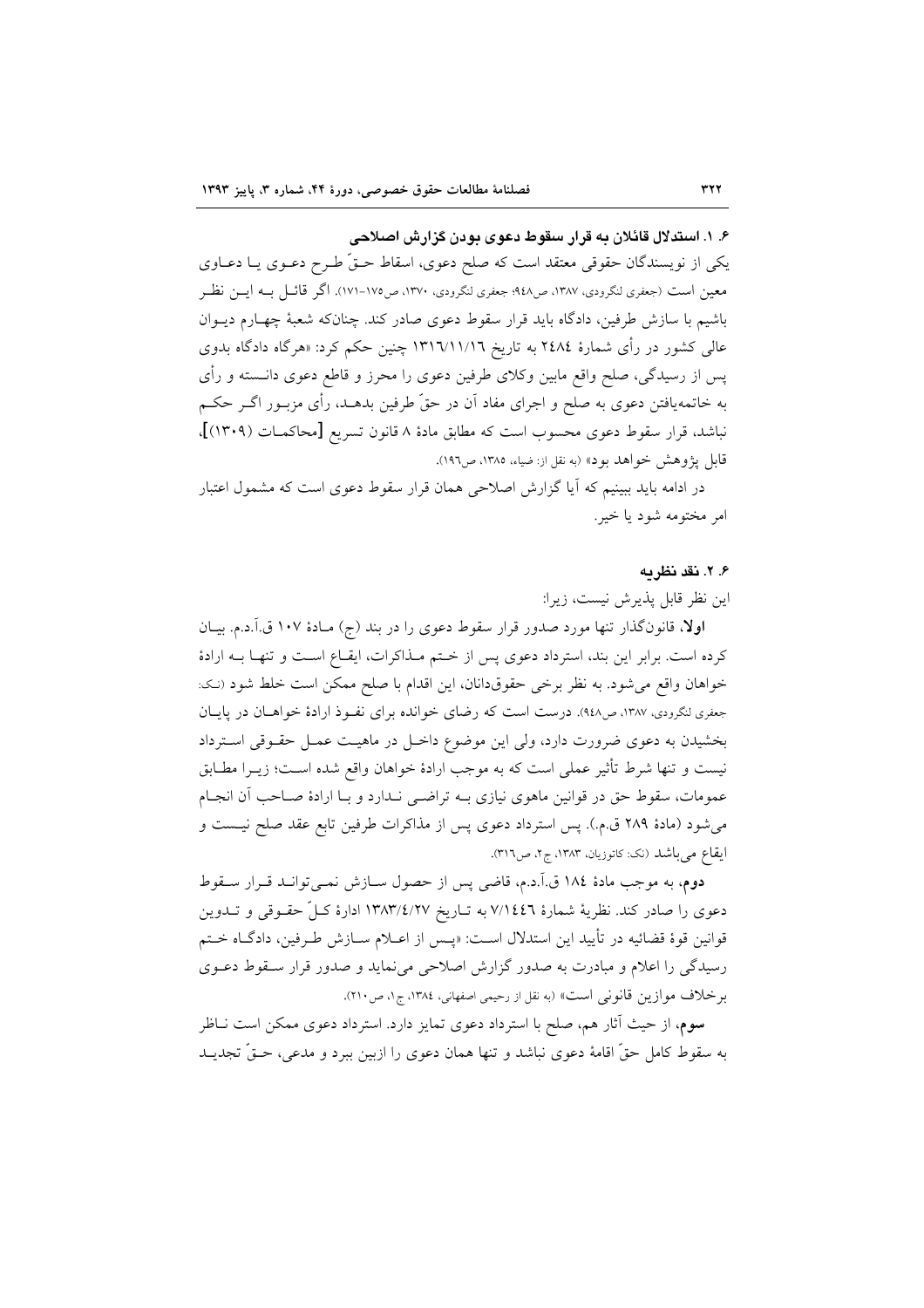### ۶. ۱. استدلال قائلان به قرار سقوط دعوی بودن گزارش اصلاحی

یکی از نویسندگان حقوقی معتقد است که صلح دعوی، اسقاط حقّ طرح دعوی یا دعاوی معین است (جعفری لنگرودی، ۱۳۸۷، ص۹۴۸؛ جعفری لنگرودی، ۱۳۷۰، ص۱۷۵-۱۷۱). اگر قائل به این نظر باشیم با سازش طرفین، دادگاه باید قرار سقوط دعوی صادر کند. چنانکه شعبهٔ چهارم دیوان عالی کشور در رأی شمارهٔ ۲٤٨٤ به تاریخ ۱۳۱٦/۱۱/۱٦ چنین حکم کرد: «هرگاه دادگاه بدوی پس از رسیدگی، صلح واقع مابین وکلای طرفین دعوی را محرز و قاطع دعوی دانسته و رأی به خاتمه‌یافتن دعوی به صلح و اجرای مفاد آن در حقّ طرفین بدهد، رأی مزبور اگر حکم نباشد، قرار سقوط دعوی محسوب است که مطابق مادهٔ ۸ قانون تسریع [محاکمات (۱۳۰۹)]، قابل پژوهش خواهد بود» (به نقل از: ضیاء، ۱۳۸۵، ص۱۹٦).

در ادامه باید ببینیم که آیا گزارش اصلاحی همان قرار سقوط دعوی است که مشمول اعتبار امر مختومه شود یا خیر.

### ۶. ۲. نقد نظریه

این نظر قابل پذیرش نیست، زیرا:

**اولا**، قانونگذار تنها مورد صدور قرار سقوط دعوی را در بند (ج) مادهٔ ۱۰۷ ق.آ.د.م. بیان کرده است. برابر این بند، استرداد دعوی پس از ختم مذاکرات، ایقاع است و تنها به ارادهٔ خواهان واقع می‌شود. به نظر برخی حقوق‌دانان، این اقدام با صلح ممکن است خلط شود (نک: جعفری لنگرودی، ۱۳۸۷، ص۹٤۸). درست است که رضای خوانده برای نفوذ ارادهٔ خواهان در پایان بخشیدن به دعوی ضرورت دارد، ولی این موضوع داخل در ماهیت عمل حقوقی استرداد نیست و تنها شرط تأثیر عملی است که به موجب ارادهٔ خواهان واقع شده است؛ زیرا مطابق عمومات، سقوط حق در قوانین ماهوی نیازی به تراضی ندارد و با ارادهٔ صاحب آن انجام می‌شود (مادهٔ ۲۸۹ ق.م.). پس استرداد دعوی پس از مذاکرات طرفین تابع عقد صلح نیست و ایقاع می‌باشد (نک: کاتوزیان، ۱۳۸۳، ج۲، ص۳۱٦).

**دوم**، به موجب مادهٔ ۱۸٤ ق.آ.د.م، قاضی پس از حصول سازش نمی‌تواند قرار سقوط دعوی را صادر کند. نظریهٔ شمارهٔ ۷/۱٤٤٦ به تاریخ ۱۳۸۳/٤/۲۷ ادارهٔ کلّ حقوقی و تدوین قوانین قوهٔ قضائیه در تأیید این استدلال است: «پس از اعلام سازش طرفین، دادگاه ختم رسیدگی را اعلام و مبادرت به صدور گزارش اصلاحی می‌نماید و صدور قرار سقوط دعوی برخلاف موازین قانونی است» (به نقل از رحیمی اصفهانی، ۱۳۸٤، ج۱، ص۲۱۰).

**سوم**، از حیث آثار هم، صلح با استرداد دعوی تمایز دارد. استرداد دعوی ممکن است ناظر به سقوط کامل حقّ اقامهٔ دعوی نباشد و تنها همان دعوی را ازبین ببرد و مدعی، حقّ تجدید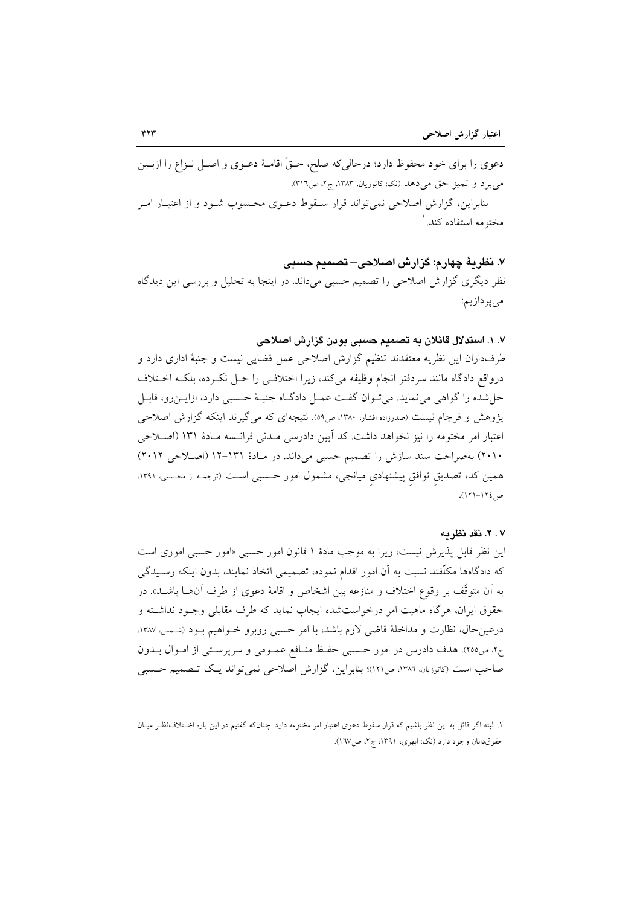دعوی را برای خود محفوظ دارد؛ درحالی‌که صلح، حقّ اقامهٔ دعوی و اصل نزاع را ازبین می‌برد و تمیز حق می‌دهد (نک: کاتوزیان، ۱۳۸۳، ج۲، ص۳۱۶).

بنابراین، گزارش اصلاحی نمی‌تواند قرار سقوط دعوی محسوب شود و از اعتبار امر مختومه استفاده کند.[۱]

## ۷. نظریهٔ چهارم: گزارش اصلاحی– تصمیم حسبی

نظر دیگری گزارش اصلاحی را تصمیم حسبی می‌داند. در اینجا به تحلیل و بررسی این دیدگاه می‌پردازیم:

### ۷. ۱. استدلال قائلان به تصمیم حسبی بودن گزارش اصلاحی

طرفداران این نظریه معتقدند تنظیم گزارش اصلاحی عمل قضایی نیست و جنبهٔ اداری دارد و درواقع دادگاه مانند سردفتر انجام وظیفه می‌کند، زیرا اختلافی را حل نکرده، بلکه اختلاف حل‌شده را گواهی می‌نماید. می‌توان گفت عمل دادگاه جنبهٔ حسبی دارد، ازاین‌رو، قابل پژوهش و فرجام نیست (صدرزاده افشار، ۱۳۸۰، ص۵۹). نتیجه‌ای که می‌گیرند اینکه گزارش اصلاحی اعتبار امر مختومه را نیز نخواهد داشت. کد آیین دادرسی مدنی فرانسه مادهٔ ۱۳۱ (اصلاحی ۲۰۱۰) به‌صراحت سند سازش را تصمیم حسبی می‌داند. در مادهٔ ۱۳۱-۱۲ (اصلاحی ۲۰۱۲) همین کد، تصدیقِ توافقِ پیشنهادیِ میانجی، مشمول امور حسبی است (ترجمه از محسنی، ۱۳۹۱، ص۱۲۴-۱۲۱).

### ۷. ۲. نقد نظریه

این نظر قابل پذیرش نیست، زیرا به موجب مادهٔ ۱ قانون امور حسبی «امور حسبی اموری است که دادگاه‌ها مکلّفند نسبت به آن امور اقدام نموده، تصمیمی اتخاذ نمایند، بدون اینکه رسیدگی به آن متوقّف بر وقوع اختلاف و منازعه بین اشخاص و اقامهٔ دعوی از طرف آن‌ها باشد». در حقوق ایران، هرگاه ماهیت امر درخواست‌شده ایجاب نماید که طرف مقابلی وجود نداشته و درعین‌حال، نظارت و مداخلهٔ قاضی لازم باشد، با امر حسبی روبرو خواهیم بود (شمس، ۱۳۸۷، ج۲، ص۲۵۵). هدف دادرس در امور حسبی حفظ منافع عمومی و سرپرستی از اموال بدون صاحب است (کاتوزیان، ۱۳۸۶، ص۱۲۱)؛ بنابراین، گزارش اصلاحی نمی‌تواند یک تصمیم حسبی

---

۱. البته اگر قائل به این نظر باشیم که قرار سقوط دعوی اعتبار امر مختومه دارد. چنانکه گفتیم در این باره اختلاف‌نظر میان حقوق‌دانان وجود دارد (نک: ابهری، ۱۳۹۱، ج۲، ص۱۶۷).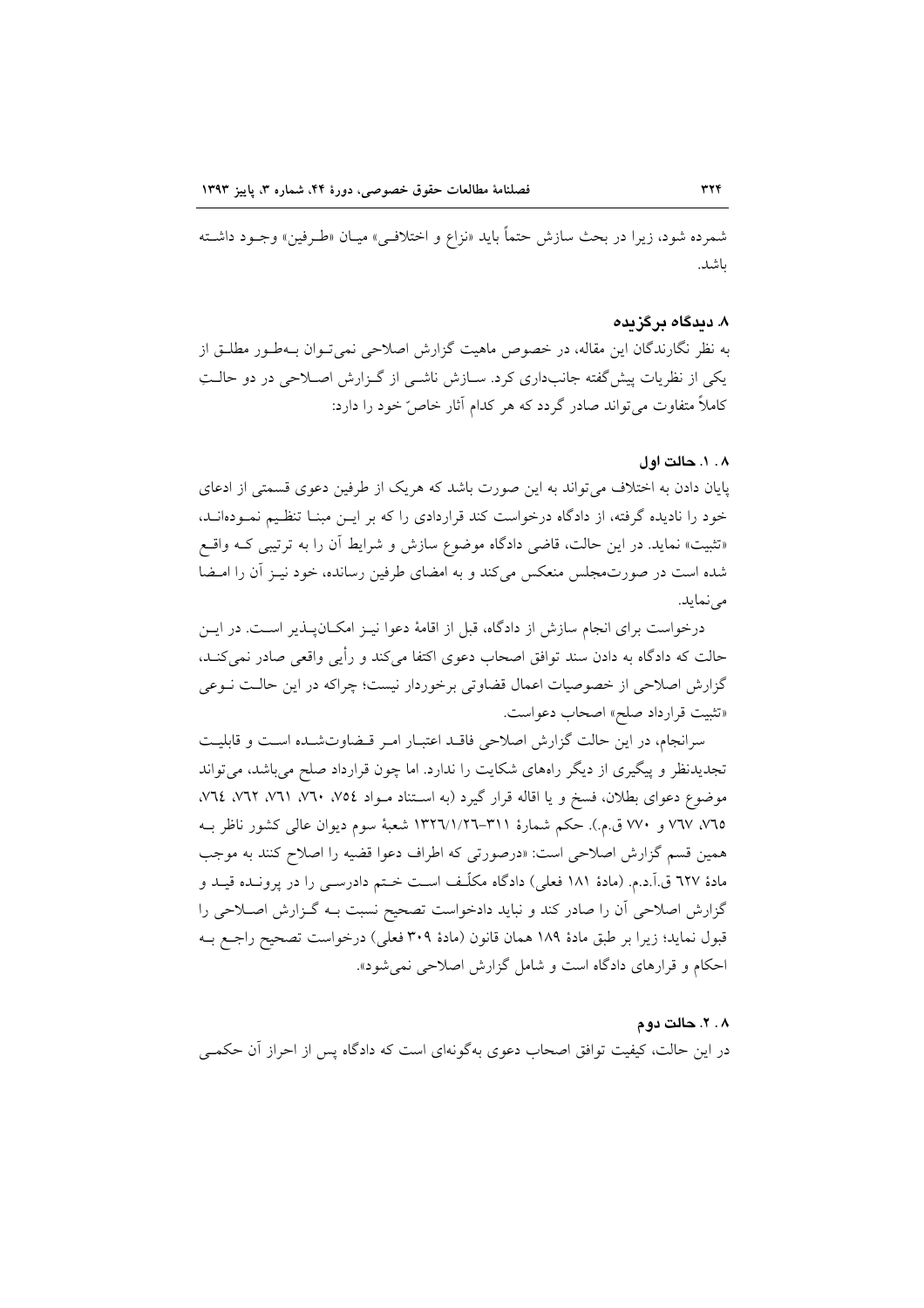شمرده شود، زیرا در بحث سازش حتماً باید «نزاع و اختلافی» میان «طرفین» وجود داشته باشد.

## ۸. دیدگاه برگزیده

به نظر نگارندگان این مقاله، در خصوص ماهیت گزارش اصلاحی نمی‌توان به‌طور مطلق از یکی از نظریات پیش‌گفته جانب‌داری کرد. سازش ناشی از گزارش اصلاحی در دو حالتِ کاملاً متفاوت می‌تواند صادر گردد که هر کدام آثار خاصّ خود را دارد:

### ۸. ۱. حالت اول

پایان دادن به اختلاف می‌تواند به این صورت باشد که هریک از طرفین دعوی قسمتی از ادعای خود را نادیده گرفته، از دادگاه درخواست کند قراردادی را که بر این مبنا تنظیم نموده‌اند، «تثبیت» نماید. در این حالت، قاضی دادگاه موضوع سازش و شرایط آن را به ترتیبی که واقع شده است در صورت‌مجلس منعکس می‌کند و به امضای طرفین رسانده، خود نیز آن را امضا می‌نماید.

درخواست برای انجام سازش از دادگاه، قبل از اقامهٔ دعوا نیز امکان‌پذیر است. در این حالت که دادگاه به دادن سند توافق اصحاب دعوی اکتفا می‌کند و رأیی واقعی صادر نمی‌کند، گزارش اصلاحی از خصوصیات اعمال قضاوتی برخوردار نیست؛ چراکه در این حالت نوعی «تثبیت قرارداد صلح» اصحاب دعواست.

سرانجام، در این حالت گزارش اصلاحی فاقد اعتبار امر قضاوت‌شده است و قابلیت تجدیدنظر و پیگیری از دیگر راه‌های شکایت را ندارد. اما چون قرارداد صلح می‌باشد، می‌تواند موضوع دعوای بطلان، فسخ و یا اقاله قرار گیرد (به استناد مواد ۷۵۴، ۷۶۰، ۷۶۱، ۷۶۲، ۷۶٤، ۷٦٥، ۷٦۷ و ۷۷۰ ق.م.). حکم شمارهٔ ۳۱۱–۱۳۲٦/۱/۲٦ شعبهٔ سوم دیوان عالی کشور ناظر به همین قسم گزارش اصلاحی است: «درصورتی که اطراف دعوا قضیه را اصلاح کنند به موجب مادهٔ ٦۲۷ ق.آ.د.م. (مادهٔ ۱۸۱ فعلی) دادگاه مکلّف است ختم دادرسی را در پرونده قید و گزارش اصلاحی آن را صادر کند و نباید دادخواست تصحیح نسبت به گزارش اصلاحی را قبول نماید؛ زیرا بر طبق مادهٔ ۱۸۹ همان قانون (مادهٔ ۳۰۹ فعلی) درخواست تصحیح راجع به احکام و قرارهای دادگاه است و شامل گزارش اصلاحی نمی‌شود».

### ۸. ۲. حالت دوم

در این حالت، کیفیت توافق اصحاب دعوی به‌گونه‌ای است که دادگاه پس از احراز آن حکمی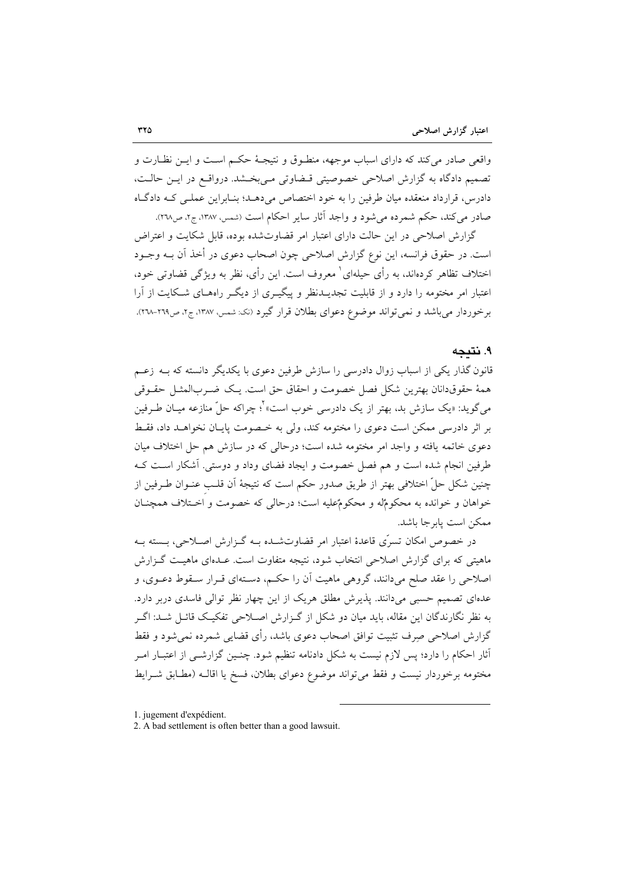واقعی صادر می‌کند که دارای اسباب موجهه، منطوق و نتیجهٔ حکم است و این نظارت و تصمیم دادگاه به گزارش اصلاحی خصوصیتی قضاوتی می‌بخشد. درواقع در این حالت، دادرس، قرارداد منعقده میان طرفین را به خود اختصاص می‌دهد؛ بنابراین عملی که دادگاه صادر می‌کند، حکم شمرده می‌شود و واجد آثار سایر احکام است (شمس، ۱۳۸۷، ج۲، ص۲۶۸).

گزارش اصلاحی در این حالت دارای اعتبار امر قضاوت‌شده بوده، قابل شکایت و اعتراض است. در حقوق فرانسه، این نوع گزارش اصلاحی چون اصحاب دعوی در أخذ آن به وجود اختلاف تظاهر کرده‌اند، به رأی حیله‌ای[1] معروف است. این رأی، نظر به ویژگی قضاوتی خود، اعتبار امر مختومه را دارد و از قابلیت تجدیدنظر و پیگیری از دیگر راه‌های شکایت از آرا برخوردار می‌باشد و نمی‌تواند موضوع دعوای بطلان قرار گیرد (نک: شمس، ۱۳۸۷، ج۲، ص۲۶۹-۲۶۸).

## ۹. نتیجه

قانون گذار یکی از اسباب زوال دادرسی را سازش طرفین دعوی با یکدیگر دانسته که به زعم همهٔ حقوق‌دانان بهترین شکل فصل خصومت و احقاق حق است. یک ضرب‌المثل حقوقی می‌گوید: «یک سازش بد، بهتر از یک دادرسی خوب است»[2]؛ چراکه حلّ منازعه میان طرفین بر اثر دادرسی ممکن است دعوی را مختومه کند، ولی به خصومت پایان نخواهد داد، فقط دعوی خاتمه یافته و واجد امر مختومه شده است؛ درحالی که در سازش هم حل اختلاف میان طرفین انجام شده است و هم فصل خصومت و ایجاد فضای وداد و دوستی. آشکار است که چنین شکل حلّ اختلافی بهتر از طریق صدور حکم است که نتیجهٔ آن قلب عنوان طرفین از خواهان و خوانده به محکومٌ‌له و محکومٌ‌علیه است؛ درحالی که خصومت و اختلاف همچنان ممکن است پابرجا باشد.

در خصوص امکان تسرّی قاعدهٔ اعتبار امر قضاوت‌شده به گزارش اصلاحی، بسته به ماهیتی که برای گزارش اصلاحی انتخاب شود، نتیجه متفاوت است. عده‌ای ماهیت گزارش اصلاحی را عقد صلح می‌دانند، گروهی ماهیت آن را حکم، دسته‌ای قرار سقوط دعوی، و عده‌ای تصمیم حسبی می‌دانند. پذیرش مطلق هریک از این چهار نظر توالی فاسدی دربر دارد. به نظر نگارندگان این مقاله، باید میان دو شکل از گزارش اصلاحی تفکیک قائل شد: اگر گزارش اصلاحی صِرف تثبیت توافق اصحاب دعوی باشد، رأی قضایی شمرده نمی‌شود و فقط آثار احکام را دارد؛ پس لازم نیست به شکل دادنامه تنظیم شود. چنین گزارشی از اعتبار امر مختومه برخوردار نیست و فقط می‌تواند موضوع دعوای بطلان، فسخ یا اقاله (مطابق شرایط

---

1. jugement d'expédient.
2. A bad settlement is often better than a good lawsuit.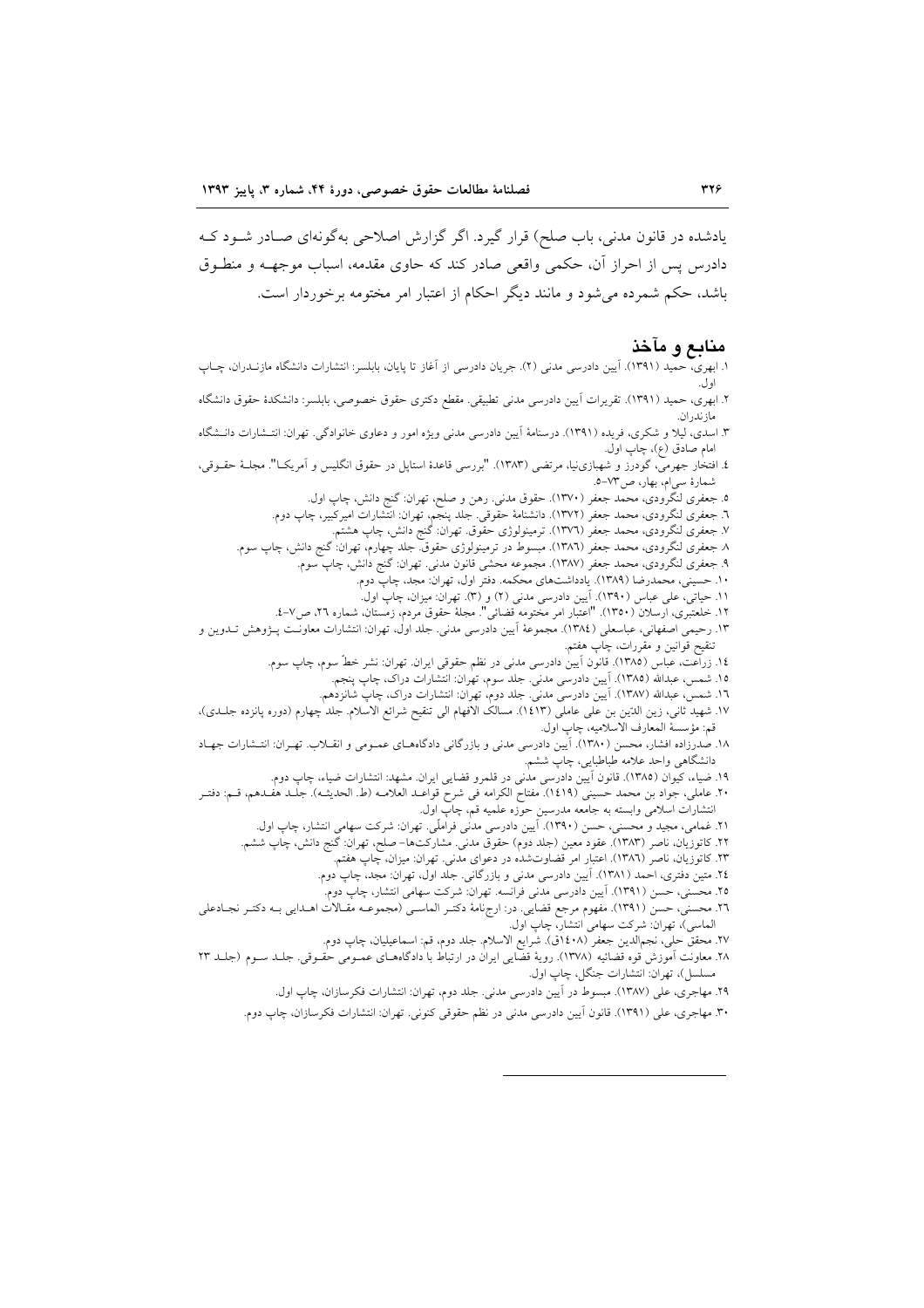یادشده در قانون مدنی، باب صلح) قرار گیرد. اگر گزارش اصلاحی به‌گونه‌ای صـادر شـود کـه دادرس پس از احراز آن، حکمی واقعی صادر کند که حاوی مقدمه، اسباب موجهـه و منطـوق باشد، حکم شمرده می‌شود و مانند دیگر احکام از اعتبار امر مختومه برخوردار است.

## منابع و مآخذ

۱. ابهری، حمید (۱۳۹۱). آیین دادرسی مدنی (۲). جریان دادرسی از آغاز تا پایان، بابلسر: انتشارات دانشگاه مازنـدران، چـاپ اول.

۲. ابهری، حمید (۱۳۹۱). تقریرات آیین دادرسی مدنی تطبیقی. مقطع دکتری حقوق خصوصی، بابلسر: دانشکدهٔ حقوق دانشگاه مازندران.

۳. اسدی، لیلا و شکری، فریده (۱۳۹۱). درسنامهٔ آیین دادرسی مدنی ویژه امور و دعاوی خانوادگی. تهران: انتـشارات دانـشگاه امام صادق (ع)، چاپ اول.

۴. افتخار جهرمی، گودرز و شهبازی‌نیا، مرتضی (۱۳۸۳). "بررسی قاعدهٔ استاپل در حقوق انگلیس و آمریکـا". مجلـهٔ حقـوقی، شمارهٔ سی‌ام، بهار، ص۷۳-۵.

۵. جعفری لنگرودی، محمد جعفر (۱۳۷۰). حقوق مدنی. رهن و صلح، تهران: گنج دانش، چاپ اول.

۶. جعفری لنگرودی، محمد جعفر (۱۳۷۲). دانشنامهٔ حقوقی. جلد پنجم، تهران: انتشارات امیرکبیر، چاپ دوم.

۷. جعفری لنگرودی، محمد جعفر (۱۳۷۶). ترمینولوژی حقوق. تهران: گنج دانش، چاپ هشتم.

۸. جعفری لنگرودی، محمد جعفر (۱۳۸۶). مبسوط در ترمینولوژی حقوق. جلد چهارم، تهران: گنج دانش، چاپ سوم.

۹. جعفری لنگرودی، محمد جعفر (۱۳۸۷). مجموعه محشی قانون مدنی. تهران: گنج دانش، چاپ سوم.

۱۰. حسینی، محمدرضا (۱۳۸۹). یادداشت‌های محکمه. دفتر اول، تهران: مجد، چاپ دوم.

۱۱. حیاتی، علی عباس (۱۳۹۰). آیین دادرسی مدنی (۲) و (۳). تهران: میزان، چاپ اول.

۱۲. خلعتبری، ارسلان (۱۳۵۰). "اعتبار امر مختومه قضائی". مجلهٔ حقوق مردم، زمستان، شماره ۲۶، ص۷-۴.

۱۳. رحیمی اصفهانی، عباسعلی (۱۳۸۴). مجموعهٔ آیین دادرسی مدنی. جلد اول، تهران: انتشارات معاونـت پـژوهش تـدوین و تنقیح قوانین و مقررات، چاپ هفتم.

۱۴. زراعت، عباس (۱۳۸۵). قانون آیین دادرسی مدنی در نظم حقوقی ایران. تهران: نشر خطّ سوم، چاپ سوم.

۱۵. شمس، عبدالله (۱۳۸۵). آیین دادرسی مدنی. جلد سوم، تهران: انتشارات دراک، چاپ پنجم.

۱۶. شمس، عبدالله (۱۳۸۷). آیین دادرسی مدنی. جلد دوم، تهران: انتشارات دراک، چاپ شانزدهم.

۱۷. شهید ثانی، زین الدّین بن علی عاملی (۱۴۱۳). مسالک الافهام الی تنقیح شرائع الاسلام. جلد چهارم (دوره پانزده جلـدی)، قم: مؤسسهٔ المعارف الاسلامیه، چاپ اول.

۱۸. صدرزاده افشار، محسن (۱۳۸۰). آیین دادرسی مدنی و بازرگانی دادگاه‌هـای عمـومی و انقـلاب. تهـران: انتـشارات جهـاد دانشگاهی واحد علامه طباطبایی، چاپ ششم.

۱۹. ضیاء، کیوان (۱۳۸۵). قانون آیین دادرسی مدنی در قلمرو قضایی ایران. مشهد: انتشارات ضیاء، چاپ دوم.

۲۰. عاملی، جواد بن محمد حسینی (۱۴۱۹). مفتاح الکرامه فی شرح قواعـد العلامـه (ط. الحدیثـه). جلـد هفـدهم، قـم: دفتـر انتشارات اسلامی وابسته به جامعه مدرسین حوزه علمیه قم، چاپ اول.

۲۱. غمامی، مجید و محسنی، حسن (۱۳۹۰). آیین دادرسی مدنی فراملّی. تهران: شرکت سهامی انتشار، چاپ اول.

۲۲. کاتوزیان، ناصر (۱۳۸۳). عقود معین (جلد دوم) حقوق مدنی. مشارکت‌ها- صلح، تهران: گنج دانش، چاپ ششم.

۲۳. کاتوزیان، ناصر (۱۳۸۶). اعتبار امر قضاوت‌شده در دعوای مدنی. تهران: میزان، چاپ هفتم.

۲۴. متین دفتری، احمد (۱۳۸۱). آیین دادرسی مدنی و بازرگانی. جلد اول، تهران: مجد، چاپ دوم.

۲۵. محسنی، حسن (۱۳۹۱). آیین دادرسی مدنی فرانسه. تهران: شرکت سهامی انتشار، چاپ دوم.

۲۶. محسنی، حسن (۱۳۹۱). مفهوم مرجع قضایی. در: ارج‌نامهٔ دکتـر الماسـی (مجموعـه مقـالات اهـدایی بـه دکتـر نجـادعلی الماسی)، تهران: شرکت سهامی انتشار، چاپ اول.

۲۷. محقق حلی، نجم‌الدین جعفر (۱۴۰۸ق). شرایع الاسلام. جلد دوم، قم: اسماعیلیان، چاپ دوم.

۲۸. معاونت آموزش قوه قضائیه (۱۳۷۸). رویهٔ قضایی ایران در ارتباط با دادگاه‌هـای عمـومی حقـوقی. جلـد سـوم (جلـد ۲۳ مسلسل)، تهران: انتشارات جنگل، چاپ اول.

۲۹. مهاجری، علی (۱۳۸۷). مبسوط در آیین دادرسی مدنی. جلد دوم، تهران: انتشارات فکرسازان، چاپ اول.

۳۰. مهاجری، علی (۱۳۹۱). قانون آیین دادرسی مدنی در نظم حقوقی کنونی. تهران: انتشارات فکرسازان، چاپ دوم.